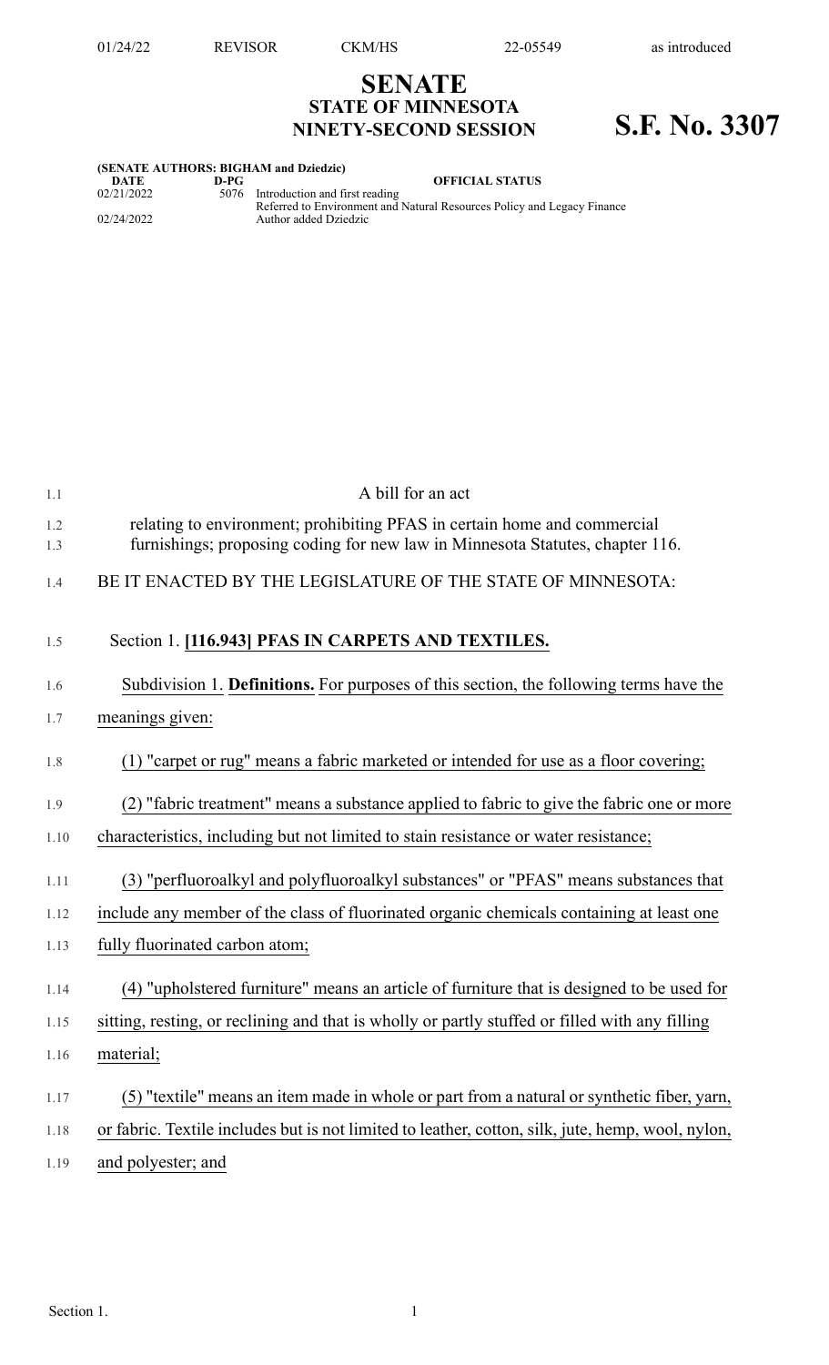# SENATE
## STATE OF MINNESOTA
## NINETY-SECOND SESSION

# S.F. No. 3307

**(SENATE AUTHORS: BIGHAM and Dziedzic)**

| DATE | D-PG | OFFICIAL STATUS |
|---|---|---|
| 02/21/2022 | 5076 | Introduction and first reading<br>Referred to Environment and Natural Resources Policy and Legacy Finance |
| 02/24/2022 | | Author added Dziedzic |

A bill for an act

relating to environment; prohibiting PFAS in certain home and commercial furnishings; proposing coding for new law in Minnesota Statutes, chapter 116.

BE IT ENACTED BY THE LEGISLATURE OF THE STATE OF MINNESOTA:

Section 1. **[116.943] PFAS IN CARPETS AND TEXTILES.**

Subdivision 1. **Definitions.** For purposes of this section, the following terms have the meanings given:

(1) "carpet or rug" means a fabric marketed or intended for use as a floor covering;

(2) "fabric treatment" means a substance applied to fabric to give the fabric one or more characteristics, including but not limited to stain resistance or water resistance;

(3) "perfluoroalkyl and polyfluoroalkyl substances" or "PFAS" means substances that include any member of the class of fluorinated organic chemicals containing at least one fully fluorinated carbon atom;

(4) "upholstered furniture" means an article of furniture that is designed to be used for sitting, resting, or reclining and that is wholly or partly stuffed or filled with any filling material;

(5) "textile" means an item made in whole or part from a natural or synthetic fiber, yarn, or fabric. Textile includes but is not limited to leather, cotton, silk, jute, hemp, wool, nylon, and polyester; and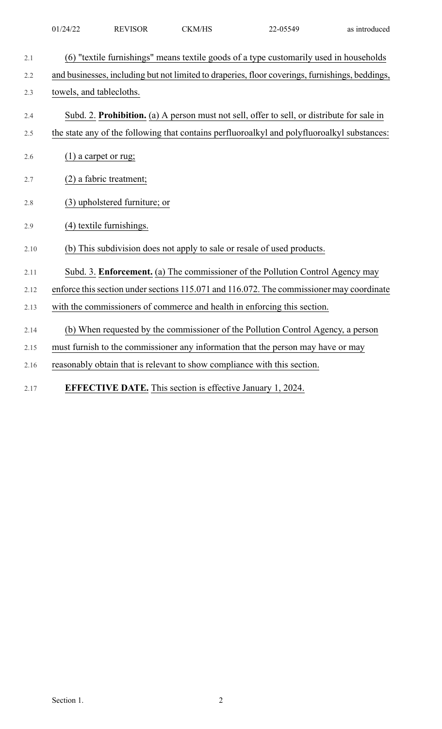(6) "textile furnishings" means textile goods of a type customarily used in households and businesses, including but not limited to draperies, floor coverings, furnishings, beddings, towels, and tablecloths.

Subd. 2. **Prohibition.** (a) A person must not sell, offer to sell, or distribute for sale in the state any of the following that contains perfluoroalkyl and polyfluoroalkyl substances:

(1) a carpet or rug;

(2) a fabric treatment;

(3) upholstered furniture; or

(4) textile furnishings.

(b) This subdivision does not apply to sale or resale of used products.

Subd. 3. **Enforcement.** (a) The commissioner of the Pollution Control Agency may enforce this section under sections 115.071 and 116.072. The commissioner may coordinate with the commissioners of commerce and health in enforcing this section.

(b) When requested by the commissioner of the Pollution Control Agency, a person must furnish to the commissioner any information that the person may have or may reasonably obtain that is relevant to show compliance with this section.

**EFFECTIVE DATE.** This section is effective January 1, 2024.